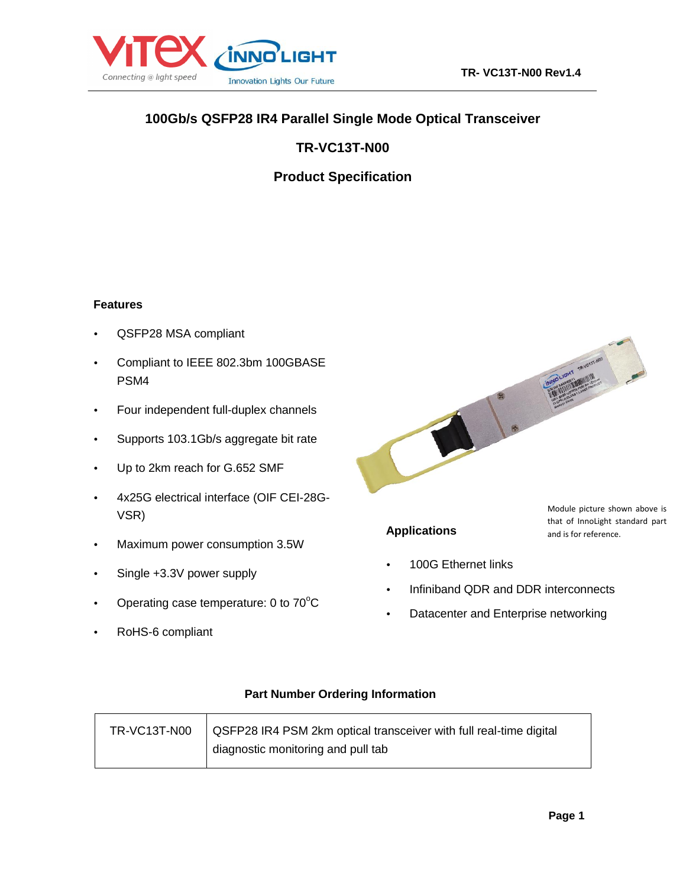# 100Gb/s QSFP28 IR4 Parallel Single Mode Optical Transceiver

## TR-VC13T-N00

## Product Specification

### Features

- QSFP28 MSA compliant
- Compliant to IEEE 802.3bm 100GBASE PSM4
- Four independent full-duplex channels
- Supports 103.1Gb/s aggregate bit rate
- Up to 2km reach for G.652 SMF
- 4x25G electrical interface (OIF CEI-28G-VSR)
- Maximum power consumption 3.5W
- Single +3.3V power supply
- Operating case temperature: 0 to 70$^{o}$C
- RoHS-6 compliant

Module picture shown above is that of InnoLight standard part and is for reference.

### Applications

- 100G Ethernet links
- Infiniband QDR and DDR interconnects
- Datacenter and Enterprise networking

### Part Number Ordering Information

| | |
|---|---|
| TR-VC13T-N00 | QSFP28 IR4 PSM 2km optical transceiver with full real-time digital diagnostic monitoring and pull tab |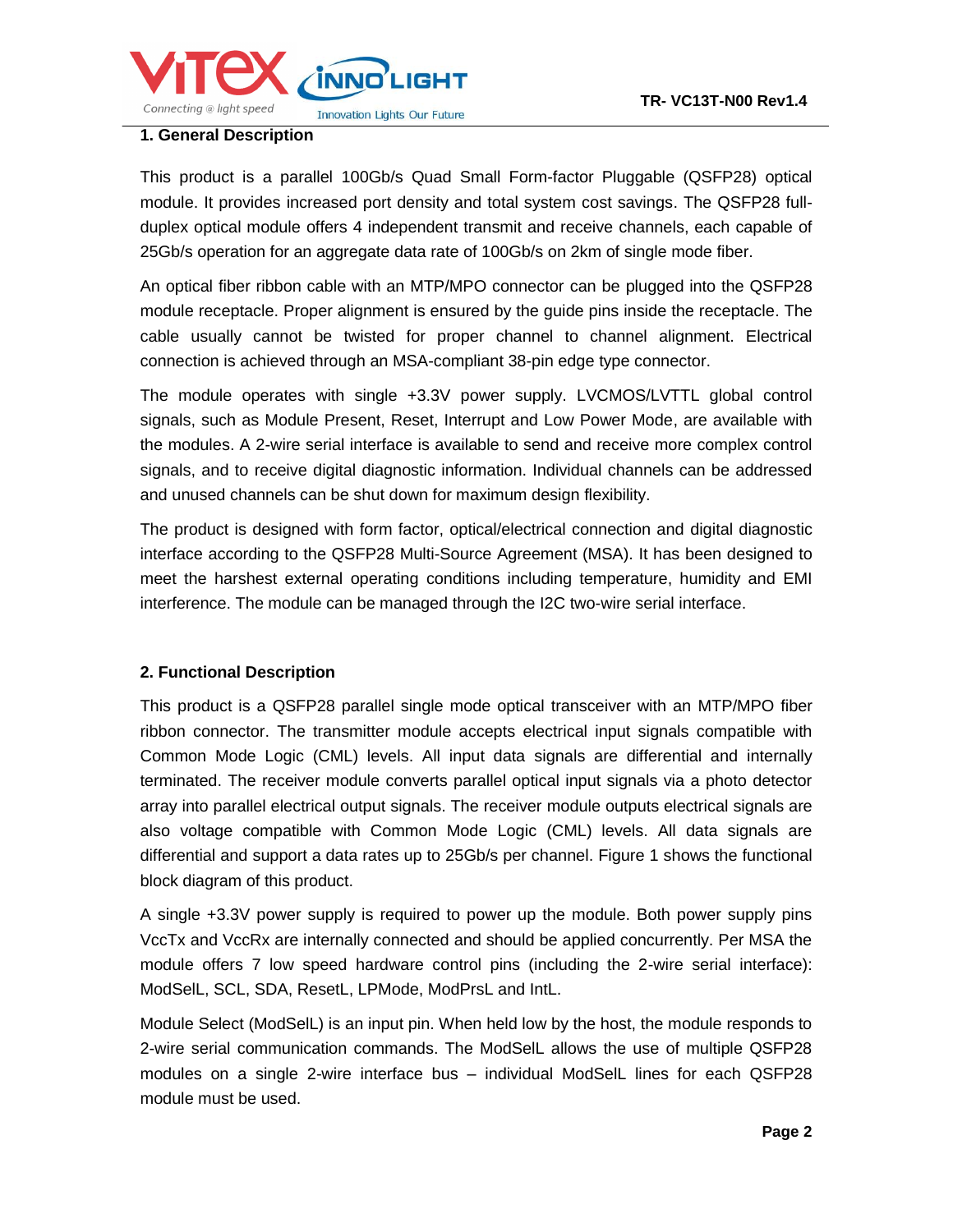## 1. General Description

This product is a parallel 100Gb/s Quad Small Form-factor Pluggable (QSFP28) optical module. It provides increased port density and total system cost savings. The QSFP28 full-duplex optical module offers 4 independent transmit and receive channels, each capable of 25Gb/s operation for an aggregate data rate of 100Gb/s on 2km of single mode fiber.

An optical fiber ribbon cable with an MTP/MPO connector can be plugged into the QSFP28 module receptacle. Proper alignment is ensured by the guide pins inside the receptacle. The cable usually cannot be twisted for proper channel to channel alignment. Electrical connection is achieved through an MSA-compliant 38-pin edge type connector.

The module operates with single +3.3V power supply. LVCMOS/LVTTL global control signals, such as Module Present, Reset, Interrupt and Low Power Mode, are available with the modules. A 2-wire serial interface is available to send and receive more complex control signals, and to receive digital diagnostic information. Individual channels can be addressed and unused channels can be shut down for maximum design flexibility.

The product is designed with form factor, optical/electrical connection and digital diagnostic interface according to the QSFP28 Multi-Source Agreement (MSA). It has been designed to meet the harshest external operating conditions including temperature, humidity and EMI interference. The module can be managed through the I2C two-wire serial interface.

## 2. Functional Description

This product is a QSFP28 parallel single mode optical transceiver with an MTP/MPO fiber ribbon connector. The transmitter module accepts electrical input signals compatible with Common Mode Logic (CML) levels. All input data signals are differential and internally terminated. The receiver module converts parallel optical input signals via a photo detector array into parallel electrical output signals. The receiver module outputs electrical signals are also voltage compatible with Common Mode Logic (CML) levels. All data signals are differential and support a data rates up to 25Gb/s per channel. Figure 1 shows the functional block diagram of this product.

A single +3.3V power supply is required to power up the module. Both power supply pins VccTx and VccRx are internally connected and should be applied concurrently. Per MSA the module offers 7 low speed hardware control pins (including the 2-wire serial interface): ModSelL, SCL, SDA, ResetL, LPMode, ModPrsL and IntL.

Module Select (ModSelL) is an input pin. When held low by the host, the module responds to 2-wire serial communication commands. The ModSelL allows the use of multiple QSFP28 modules on a single 2-wire interface bus – individual ModSelL lines for each QSFP28 module must be used.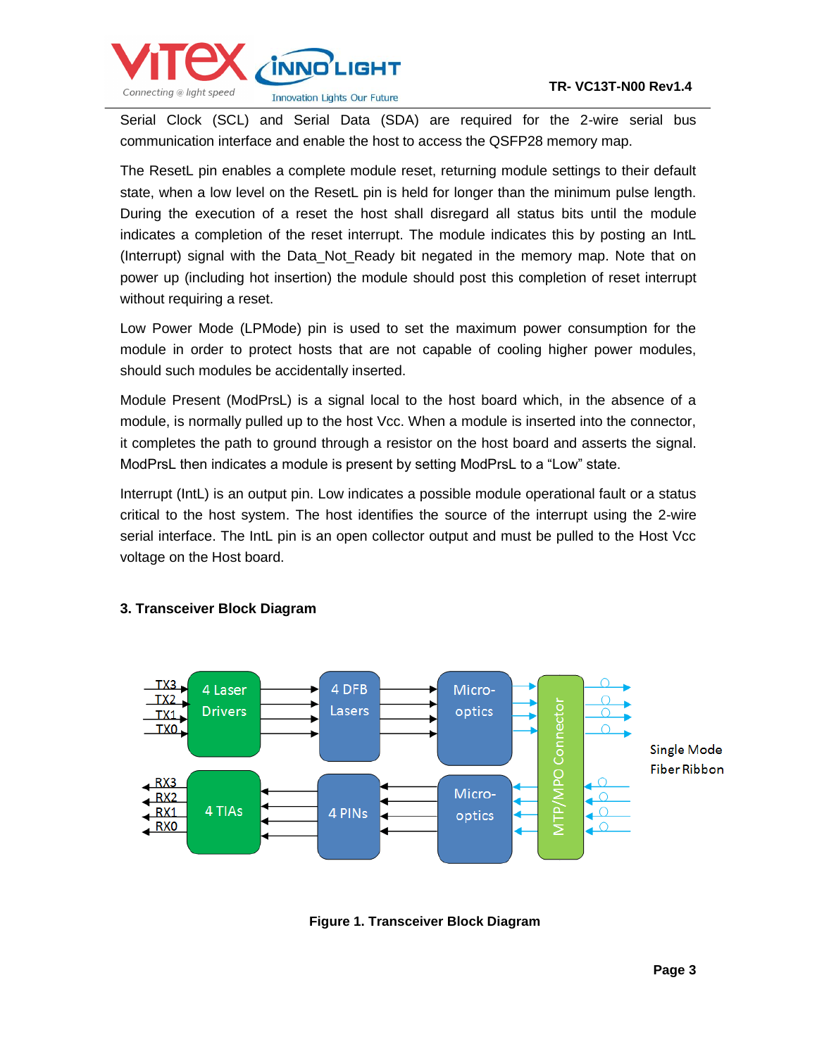Serial Clock (SCL) and Serial Data (SDA) are required for the 2-wire serial bus communication interface and enable the host to access the QSFP28 memory map.

The ResetL pin enables a complete module reset, returning module settings to their default state, when a low level on the ResetL pin is held for longer than the minimum pulse length. During the execution of a reset the host shall disregard all status bits until the module indicates a completion of the reset interrupt. The module indicates this by posting an IntL (Interrupt) signal with the Data_Not_Ready bit negated in the memory map. Note that on power up (including hot insertion) the module should post this completion of reset interrupt without requiring a reset.

Low Power Mode (LPMode) pin is used to set the maximum power consumption for the module in order to protect hosts that are not capable of cooling higher power modules, should such modules be accidentally inserted.

Module Present (ModPrsL) is a signal local to the host board which, in the absence of a module, is normally pulled up to the host Vcc. When a module is inserted into the connector, it completes the path to ground through a resistor on the host board and asserts the signal. ModPrsL then indicates a module is present by setting ModPrsL to a “Low” state.

Interrupt (IntL) is an output pin. Low indicates a possible module operational fault or a status critical to the host system. The host identifies the source of the interrupt using the 2-wire serial interface. The IntL pin is an open collector output and must be pulled to the Host Vcc voltage on the Host board.

### 3. Transceiver Block Diagram

**Figure 1. Transceiver Block Diagram**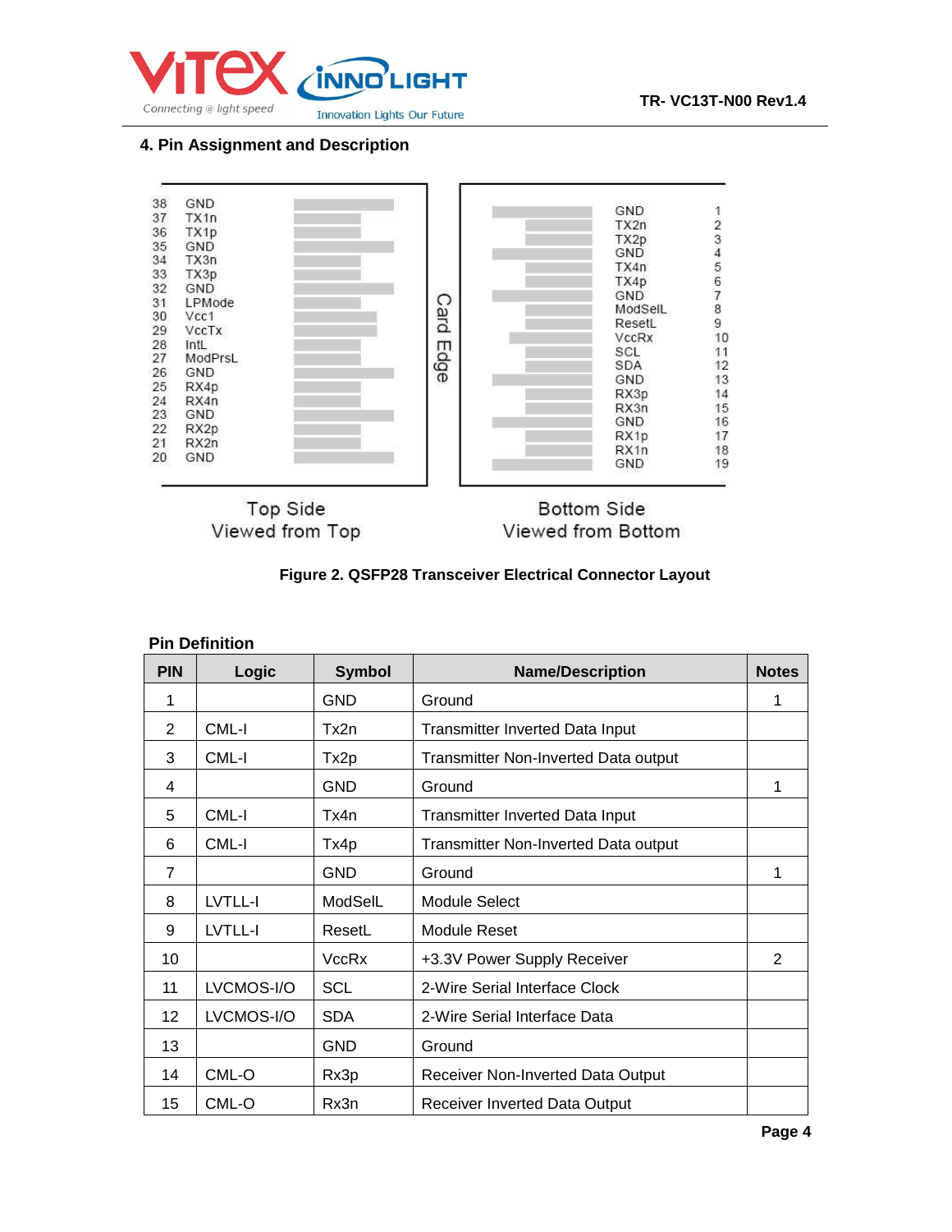## 4. Pin Assignment and Description

| Top Side | | Bottom Side | |
|---|---|---|---|
| 38 | GND | GND | 1 |
| 37 | TX1n | TX2n | 2 |
| 36 | TX1p | TX2p | 3 |
| 35 | GND | GND | 4 |
| 34 | TX3n | TX4n | 5 |
| 33 | TX3p | TX4p | 6 |
| 32 | GND | GND | 7 |
| 31 | LPMode | ModSelL | 8 |
| 30 | Vcc1 | ResetL | 9 |
| 29 | VccTx | VccRx | 10 |
| 28 | IntL | SCL | 11 |
| 27 | ModPrsL | SDA | 12 |
| 26 | GND | GND | 13 |
| 25 | RX4p | RX3p | 14 |
| 24 | RX4n | RX3n | 15 |
| 23 | GND | GND | 16 |
| 22 | RX2p | RX1p | 17 |
| 21 | RX2n | RX1n | 18 |
| 20 | GND | GND | 19 |

Card Edge

Top Side Viewed from Top — Bottom Side Viewed from Bottom

**Figure 2. QSFP28 Transceiver Electrical Connector Layout**

**Pin Definition**

| PIN | Logic | Symbol | Name/Description | Notes |
|---|---|---|---|---|
| 1 | | GND | Ground | 1 |
| 2 | CML-I | Tx2n | Transmitter Inverted Data Input | |
| 3 | CML-I | Tx2p | Transmitter Non-Inverted Data output | |
| 4 | | GND | Ground | 1 |
| 5 | CML-I | Tx4n | Transmitter Inverted Data Input | |
| 6 | CML-I | Tx4p | Transmitter Non-Inverted Data output | |
| 7 | | GND | Ground | 1 |
| 8 | LVTLL-I | ModSelL | Module Select | |
| 9 | LVTLL-I | ResetL | Module Reset | |
| 10 | | VccRx | +3.3V Power Supply Receiver | 2 |
| 11 | LVCMOS-I/O | SCL | 2-Wire Serial Interface Clock | |
| 12 | LVCMOS-I/O | SDA | 2-Wire Serial Interface Data | |
| 13 | | GND | Ground | |
| 14 | CML-O | Rx3p | Receiver Non-Inverted Data Output | |
| 15 | CML-O | Rx3n | Receiver Inverted Data Output | |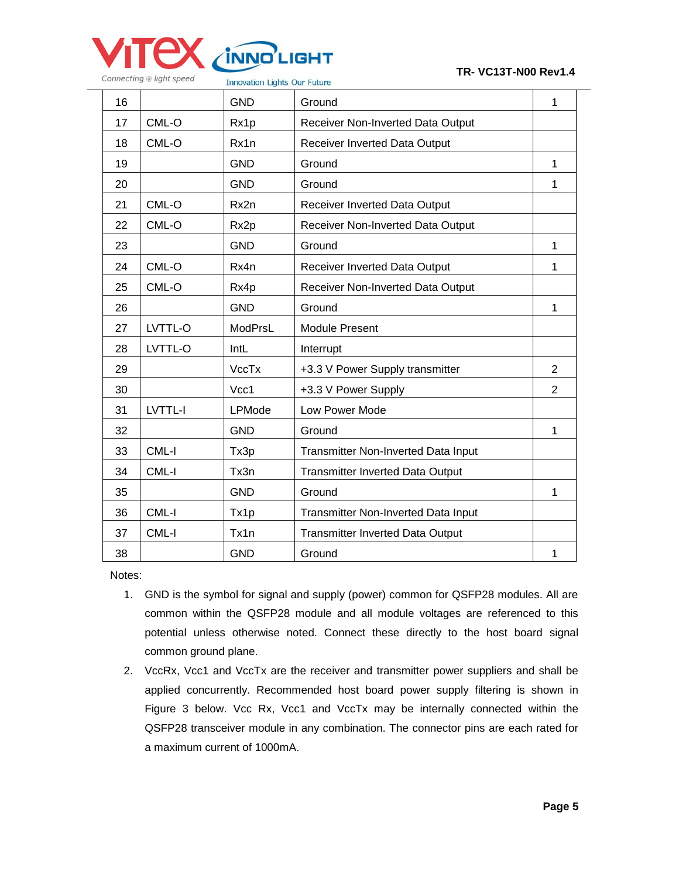| | | | | |
|---|---|---|---|---|
| 16 | | GND | Ground | 1 |
| 17 | CML-O | Rx1p | Receiver Non-Inverted Data Output | |
| 18 | CML-O | Rx1n | Receiver Inverted Data Output | |
| 19 | | GND | Ground | 1 |
| 20 | | GND | Ground | 1 |
| 21 | CML-O | Rx2n | Receiver Inverted Data Output | |
| 22 | CML-O | Rx2p | Receiver Non-Inverted Data Output | |
| 23 | | GND | Ground | 1 |
| 24 | CML-O | Rx4n | Receiver Inverted Data Output | 1 |
| 25 | CML-O | Rx4p | Receiver Non-Inverted Data Output | |
| 26 | | GND | Ground | 1 |
| 27 | LVTTL-O | ModPrsL | Module Present | |
| 28 | LVTTL-O | IntL | Interrupt | |
| 29 | | VccTx | +3.3 V Power Supply transmitter | 2 |
| 30 | | Vcc1 | +3.3 V Power Supply | 2 |
| 31 | LVTTL-I | LPMode | Low Power Mode | |
| 32 | | GND | Ground | 1 |
| 33 | CML-I | Tx3p | Transmitter Non-Inverted Data Input | |
| 34 | CML-I | Tx3n | Transmitter Inverted Data Output | |
| 35 | | GND | Ground | 1 |
| 36 | CML-I | Tx1p | Transmitter Non-Inverted Data Input | |
| 37 | CML-I | Tx1n | Transmitter Inverted Data Output | |
| 38 | | GND | Ground | 1 |

Notes:

1. GND is the symbol for signal and supply (power) common for QSFP28 modules. All are common within the QSFP28 module and all module voltages are referenced to this potential unless otherwise noted. Connect these directly to the host board signal common ground plane.
2. VccRx, Vcc1 and VccTx are the receiver and transmitter power suppliers and shall be applied concurrently. Recommended host board power supply filtering is shown in Figure 3 below. Vcc Rx, Vcc1 and VccTx may be internally connected within the QSFP28 transceiver module in any combination. The connector pins are each rated for a maximum current of 1000mA.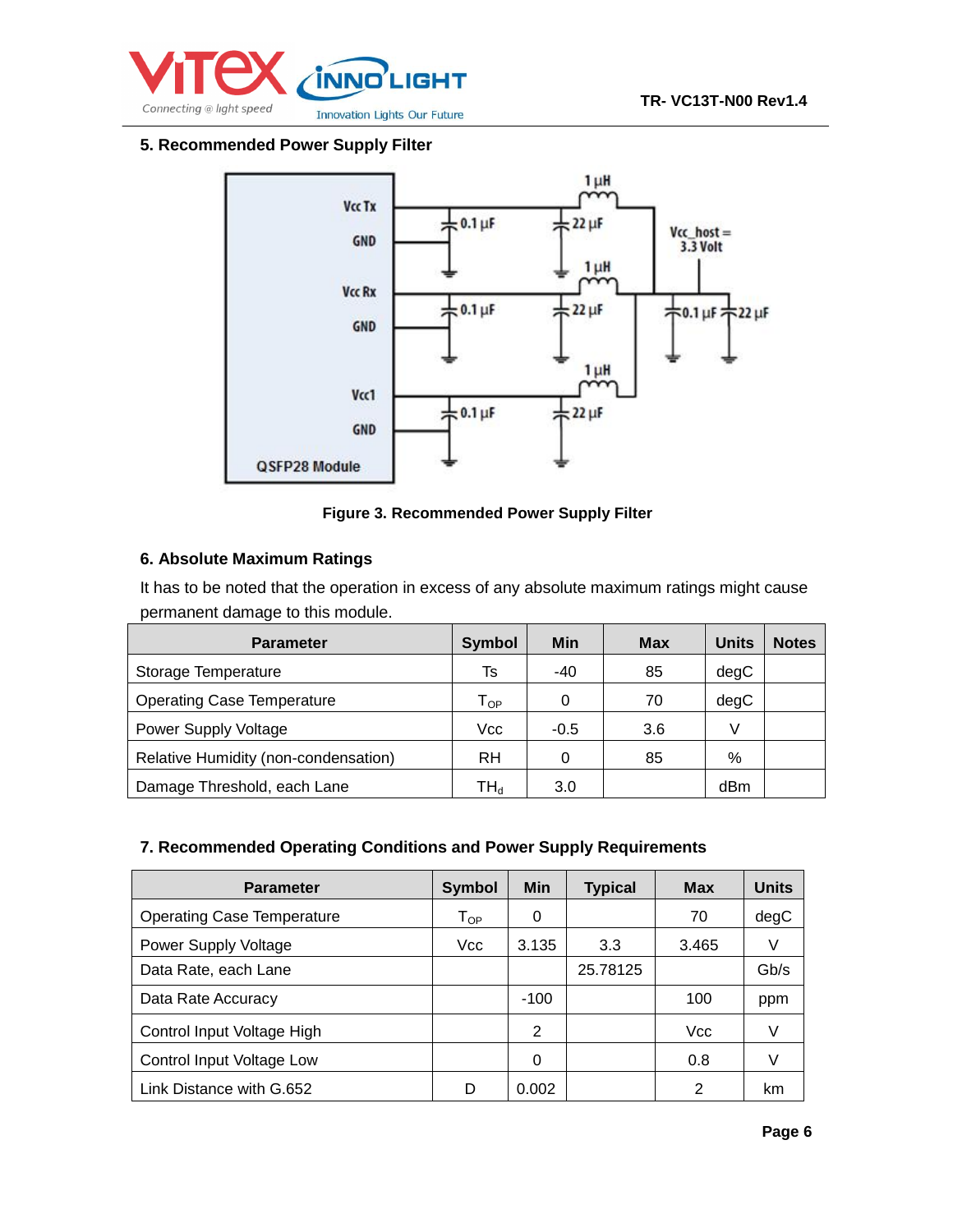## 5. Recommended Power Supply Filter

Figure 3. Recommended Power Supply Filter

## 6. Absolute Maximum Ratings

It has to be noted that the operation in excess of any absolute maximum ratings might cause permanent damage to this module.

| Parameter | Symbol | Min | Max | Units | Notes |
|---|---|---|---|---|---|
| Storage Temperature | Ts | -40 | 85 | degC | |
| Operating Case Temperature | $T_{OP}$ | 0 | 70 | degC | |
| Power Supply Voltage | Vcc | -0.5 | 3.6 | V | |
| Relative Humidity (non-condensation) | RH | 0 | 85 | % | |
| Damage Threshold, each Lane | $TH_d$ | 3.0 | | dBm | |

## 7. Recommended Operating Conditions and Power Supply Requirements

| Parameter | Symbol | Min | Typical | Max | Units |
|---|---|---|---|---|---|
| Operating Case Temperature | $T_{OP}$ | 0 | | 70 | degC |
| Power Supply Voltage | Vcc | 3.135 | 3.3 | 3.465 | V |
| Data Rate, each Lane | | | 25.78125 | | Gb/s |
| Data Rate Accuracy | | -100 | | 100 | ppm |
| Control Input Voltage High | | 2 | | Vcc | V |
| Control Input Voltage Low | | 0 | | 0.8 | V |
| Link Distance with G.652 | D | 0.002 | | 2 | km |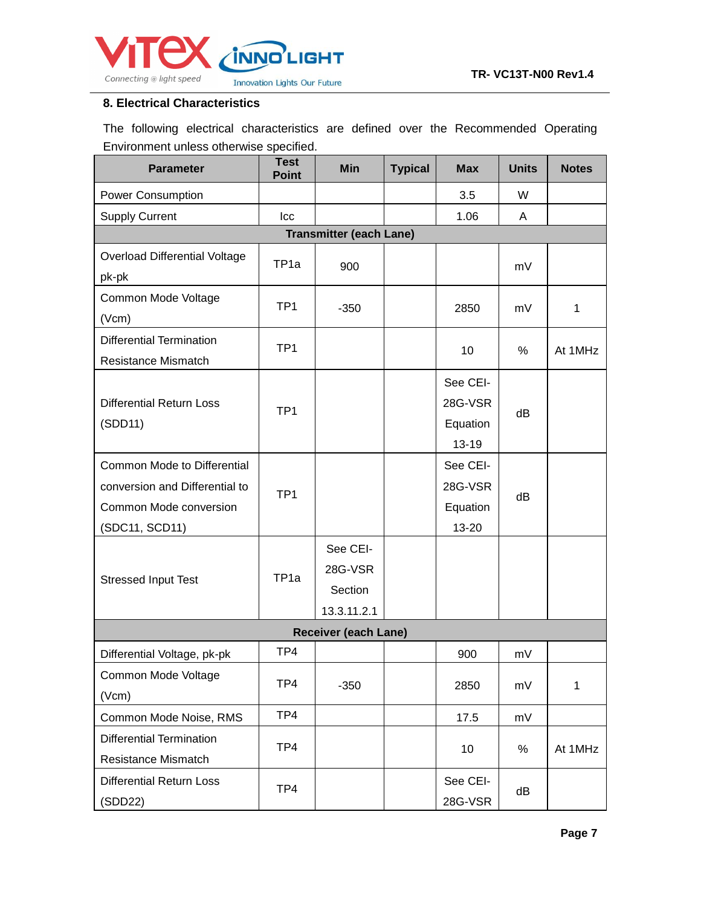## 8. Electrical Characteristics

The following electrical characteristics are defined over the Recommended Operating Environment unless otherwise specified.

| Parameter | Test Point | Min | Typical | Max | Units | Notes |
|---|---|---|---|---|---|---|
| Power Consumption | | | | 3.5 | W | |
| Supply Current | Icc | | | 1.06 | A | |
| **Transmitter (each Lane)** | | | | | | |
| Overload Differential Voltage pk-pk | TP1a | 900 | | | mV | |
| Common Mode Voltage (Vcm) | TP1 | -350 | | 2850 | mV | 1 |
| Differential Termination Resistance Mismatch | TP1 | | | 10 | % | At 1MHz |
| Differential Return Loss (SDD11) | TP1 | | | See CEI-28G-VSR Equation 13-19 | dB | |
| Common Mode to Differential conversion and Differential to Common Mode conversion (SDC11, SCD11) | TP1 | | | See CEI-28G-VSR Equation 13-20 | dB | |
| Stressed Input Test | TP1a | See CEI-28G-VSR Section 13.3.11.2.1 | | | | |
| **Receiver (each Lane)** | | | | | | |
| Differential Voltage, pk-pk | TP4 | | | 900 | mV | |
| Common Mode Voltage (Vcm) | TP4 | -350 | | 2850 | mV | 1 |
| Common Mode Noise, RMS | TP4 | | | 17.5 | mV | |
| Differential Termination Resistance Mismatch | TP4 | | | 10 | % | At 1MHz |
| Differential Return Loss (SDD22) | TP4 | | | See CEI-28G-VSR | dB | |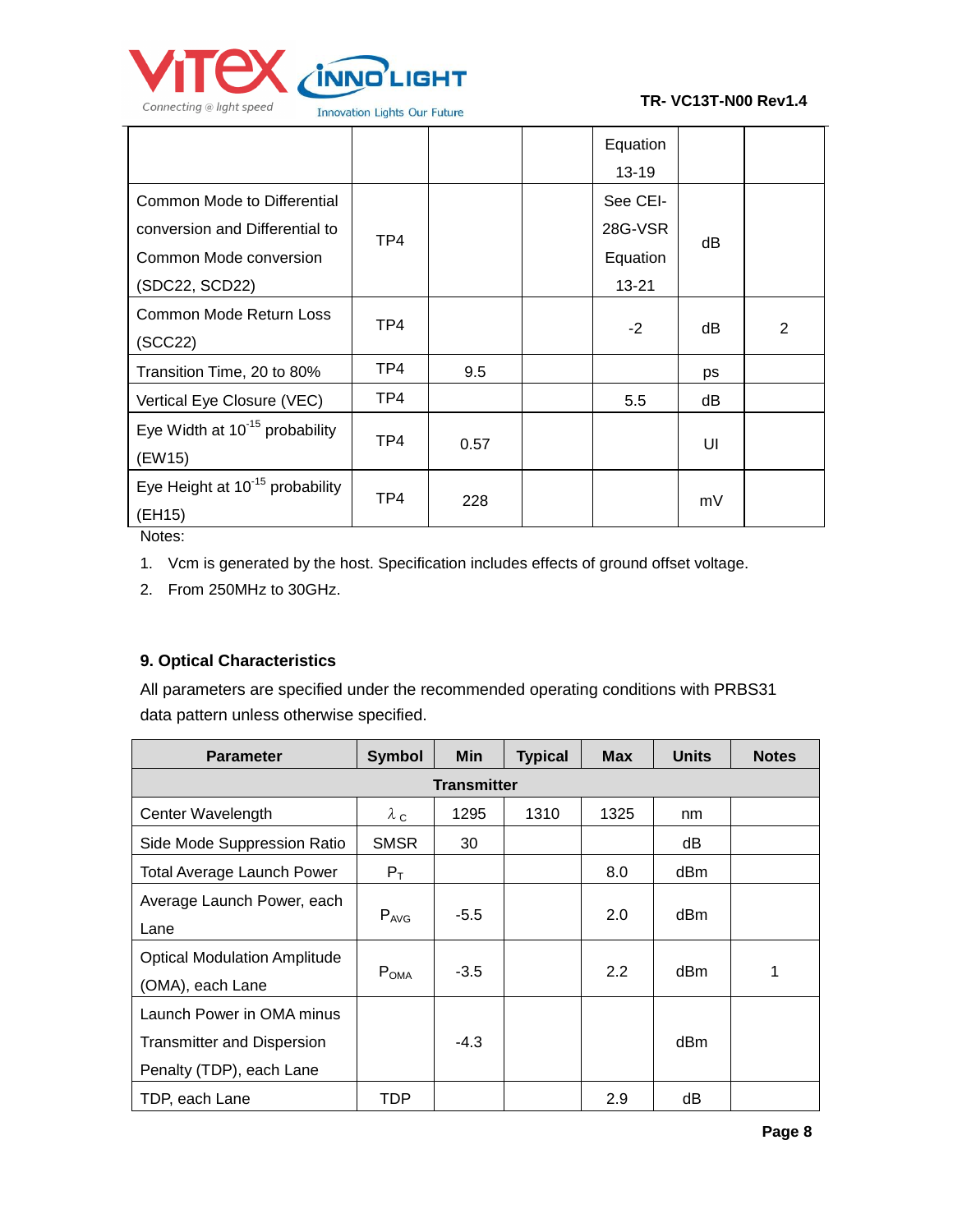| | | | | Equation 13-19 | | |
|---|---|---|---|---|---|---|
| Common Mode to Differential conversion and Differential to Common Mode conversion (SDC22, SCD22) | TP4 | | | See CEI-28G-VSR Equation 13-21 | dB | |
| Common Mode Return Loss (SCC22) | TP4 | | | -2 | dB | 2 |
| Transition Time, 20 to 80% | TP4 | 9.5 | | | ps | |
| Vertical Eye Closure (VEC) | TP4 | | | 5.5 | dB | |
| Eye Width at $10^{-15}$ probability (EW15) | TP4 | 0.57 | | | UI | |
| Eye Height at $10^{-15}$ probability (EH15) | TP4 | 228 | | | mV | |

Notes:

1. Vcm is generated by the host. Specification includes effects of ground offset voltage.
2. From 250MHz to 30GHz.

### 9. Optical Characteristics

All parameters are specified under the recommended operating conditions with PRBS31 data pattern unless otherwise specified.

| Parameter | Symbol | Min | Typical | Max | Units | Notes |
|---|---|---|---|---|---|---|
| **Transmitter** | | | | | | |
| Center Wavelength | $\lambda_C$ | 1295 | 1310 | 1325 | nm | |
| Side Mode Suppression Ratio | SMSR | 30 | | | dB | |
| Total Average Launch Power | $P_T$ | | | 8.0 | dBm | |
| Average Launch Power, each Lane | $P_{AVG}$ | -5.5 | | 2.0 | dBm | |
| Optical Modulation Amplitude (OMA), each Lane | $P_{OMA}$ | -3.5 | | 2.2 | dBm | 1 |
| Launch Power in OMA minus Transmitter and Dispersion Penalty (TDP), each Lane | | -4.3 | | | dBm | |
| TDP, each Lane | TDP | | | 2.9 | dB | |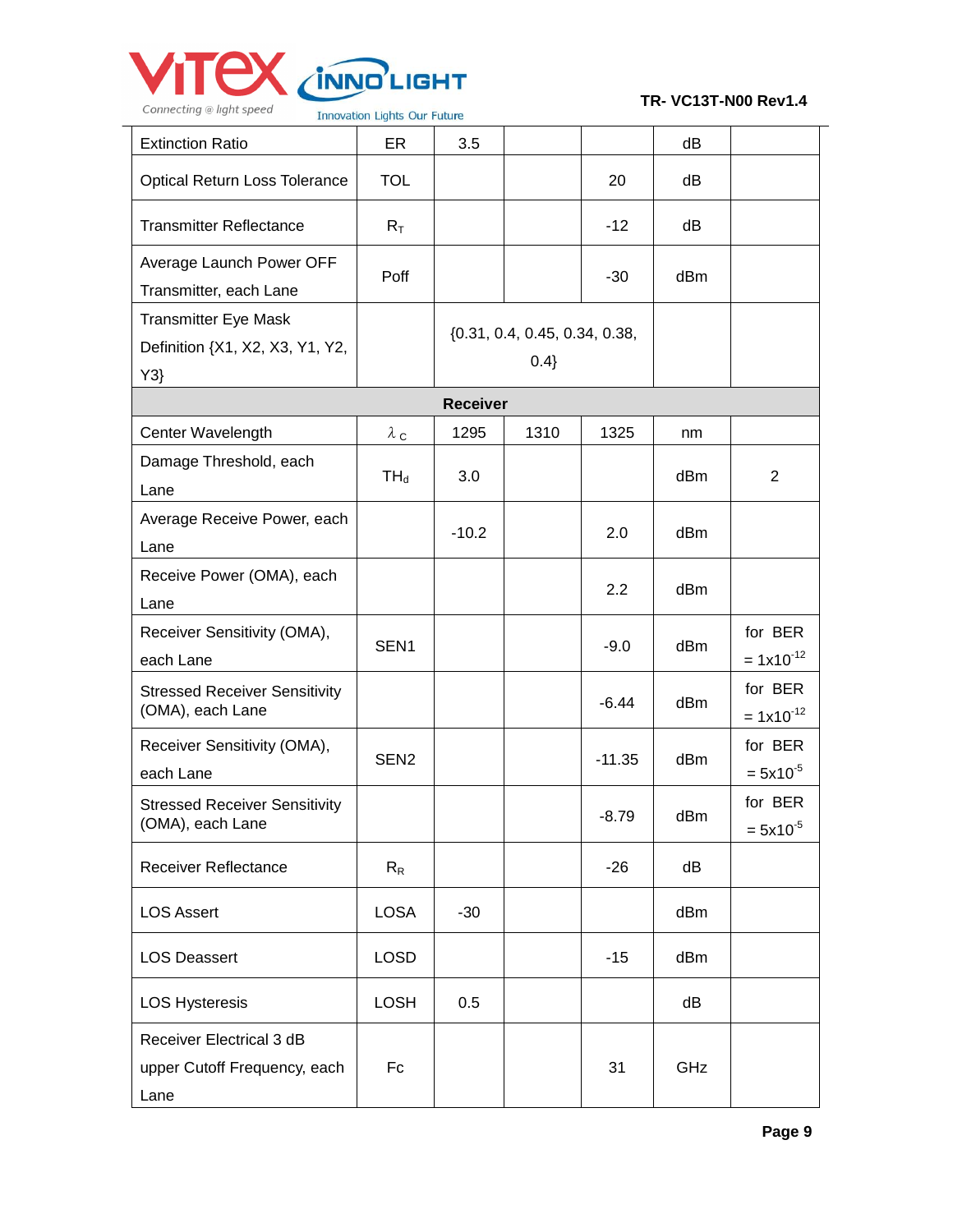| Extinction Ratio | ER | 3.5 | | | dB | |
|---|---|---|---|---|---|---|
| Optical Return Loss Tolerance | TOL | | | 20 | dB | |
| Transmitter Reflectance | $R_T$ | | | -12 | dB | |
| Average Launch Power OFF Transmitter, each Lane | Poff | | | -30 | dBm | |
| Transmitter Eye Mask Definition {X1, X2, X3, Y1, Y2, Y3} | | {0.31, 0.4, 0.45, 0.34, 0.38, 0.4} | | | | |
| **Receiver** | | | | | | |
| Center Wavelength | $\lambda_C$ | 1295 | 1310 | 1325 | nm | |
| Damage Threshold, each Lane | $TH_d$ | 3.0 | | | dBm | 2 |
| Average Receive Power, each Lane | | -10.2 | | 2.0 | dBm | |
| Receive Power (OMA), each Lane | | | | 2.2 | dBm | |
| Receiver Sensitivity (OMA), each Lane | SEN1 | | | -9.0 | dBm | for BER = $1x10^{-12}$ |
| Stressed Receiver Sensitivity (OMA), each Lane | | | | -6.44 | dBm | for BER = $1x10^{-12}$ |
| Receiver Sensitivity (OMA), each Lane | SEN2 | | | -11.35 | dBm | for BER = $5x10^{-5}$ |
| Stressed Receiver Sensitivity (OMA), each Lane | | | | -8.79 | dBm | for BER = $5x10^{-5}$ |
| Receiver Reflectance | $R_R$ | | | -26 | dB | |
| LOS Assert | LOSA | -30 | | | dBm | |
| LOS Deassert | LOSD | | | -15 | dBm | |
| LOS Hysteresis | LOSH | 0.5 | | | dB | |
| Receiver Electrical 3 dB upper Cutoff Frequency, each Lane | Fc | | | 31 | GHz | |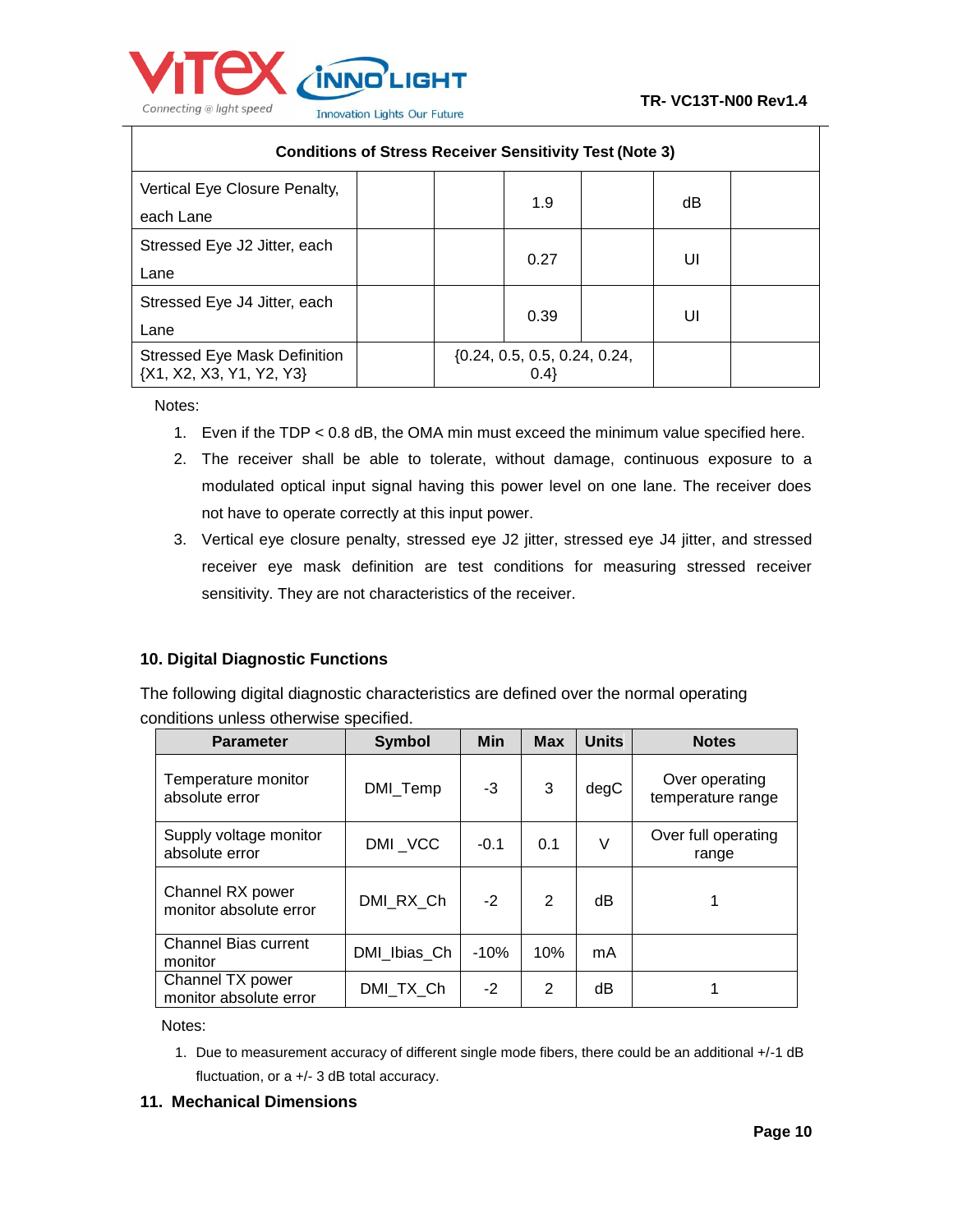| Conditions of Stress Receiver Sensitivity Test (Note 3) | | | | | | |
|---|---|---|---|---|---|---|
| Vertical Eye Closure Penalty, each Lane | | | 1.9 | | dB | |
| Stressed Eye J2 Jitter, each Lane | | | 0.27 | | UI | |
| Stressed Eye J4 Jitter, each Lane | | | 0.39 | | UI | |
| Stressed Eye Mask Definition {X1, X2, X3, Y1, Y2, Y3} | | {0.24, 0.5, 0.5, 0.24, 0.24, 0.4} | | | | |

Notes:

1. Even if the TDP < 0.8 dB, the OMA min must exceed the minimum value specified here.
2. The receiver shall be able to tolerate, without damage, continuous exposure to a modulated optical input signal having this power level on one lane. The receiver does not have to operate correctly at this input power.
3. Vertical eye closure penalty, stressed eye J2 jitter, stressed eye J4 jitter, and stressed receiver eye mask definition are test conditions for measuring stressed receiver sensitivity. They are not characteristics of the receiver.

## 10. Digital Diagnostic Functions

The following digital diagnostic characteristics are defined over the normal operating conditions unless otherwise specified.

| Parameter | Symbol | Min | Max | Units | Notes |
|---|---|---|---|---|---|
| Temperature monitor absolute error | DMI_Temp | -3 | 3 | degC | Over operating temperature range |
| Supply voltage monitor absolute error | DMI _VCC | -0.1 | 0.1 | V | Over full operating range |
| Channel RX power monitor absolute error | DMI_RX_Ch | -2 | 2 | dB | 1 |
| Channel Bias current monitor | DMI_Ibias_Ch | -10% | 10% | mA | |
| Channel TX power monitor absolute error | DMI_TX_Ch | -2 | 2 | dB | 1 |

Notes:

1. Due to measurement accuracy of different single mode fibers, there could be an additional +/-1 dB fluctuation, or a +/- 3 dB total accuracy.

## 11. Mechanical Dimensions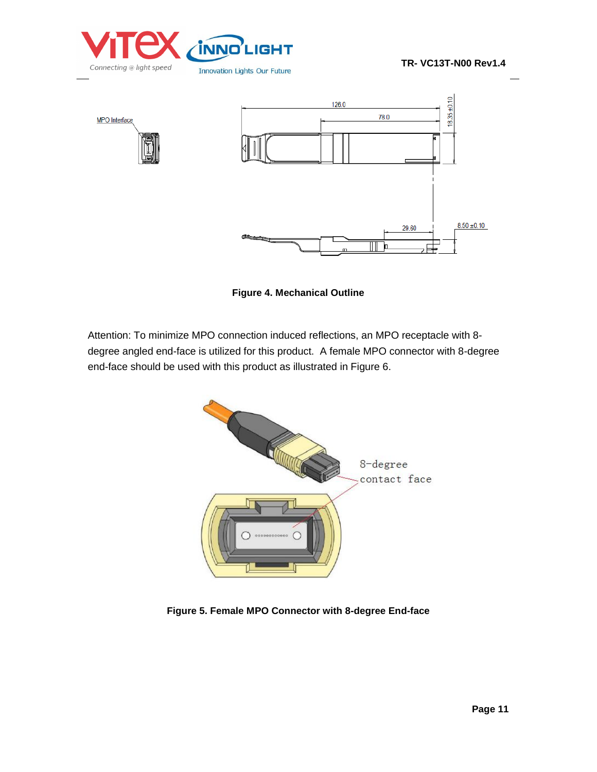Figure 4. Mechanical Outline

Attention: To minimize MPO connection induced reflections, an MPO receptacle with 8-degree angled end-face is utilized for this product.  A female MPO connector with 8-degree end-face should be used with this product as illustrated in Figure 6.

Figure 5. Female MPO Connector with 8-degree End-face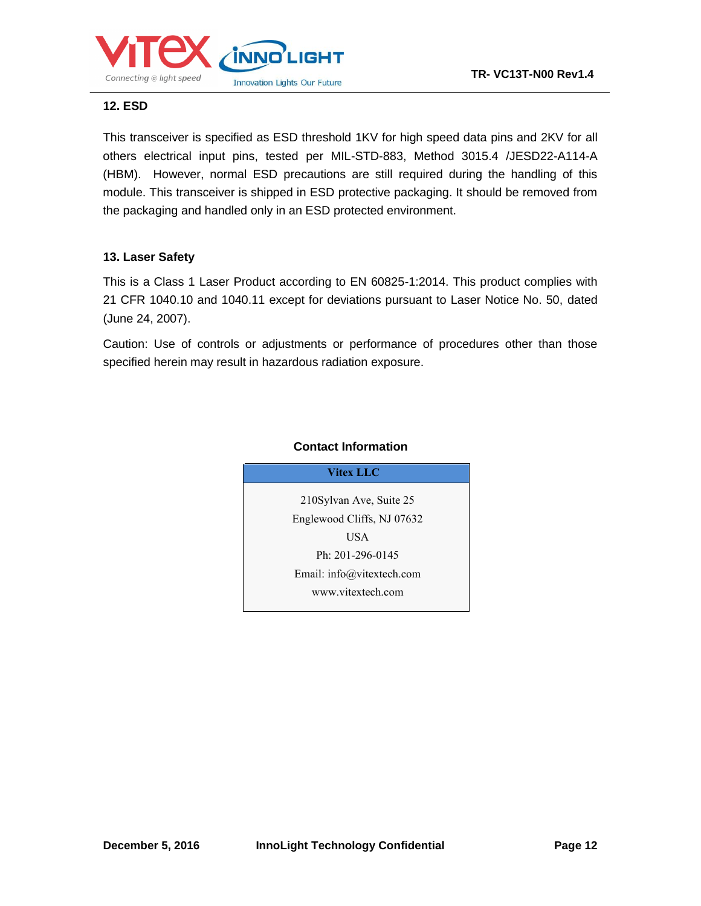## 12. ESD

This transceiver is specified as ESD threshold 1KV for high speed data pins and 2KV for all others electrical input pins, tested per MIL-STD-883, Method 3015.4 /JESD22-A114-A (HBM). However, normal ESD precautions are still required during the handling of this module. This transceiver is shipped in ESD protective packaging. It should be removed from the packaging and handled only in an ESD protected environment.

## 13. Laser Safety

This is a Class 1 Laser Product according to EN 60825-1:2014. This product complies with 21 CFR 1040.10 and 1040.11 except for deviations pursuant to Laser Notice No. 50, dated (June 24, 2007).

Caution: Use of controls or adjustments or performance of procedures other than those specified herein may result in hazardous radiation exposure.

**Contact Information**

| Vitex LLC |
|---|
| 210Sylvan Ave, Suite 25<br>Englewood Cliffs, NJ 07632<br>USA<br>Ph: 201-296-0145<br>Email: info@vitextech.com<br>www.vitextech.com |